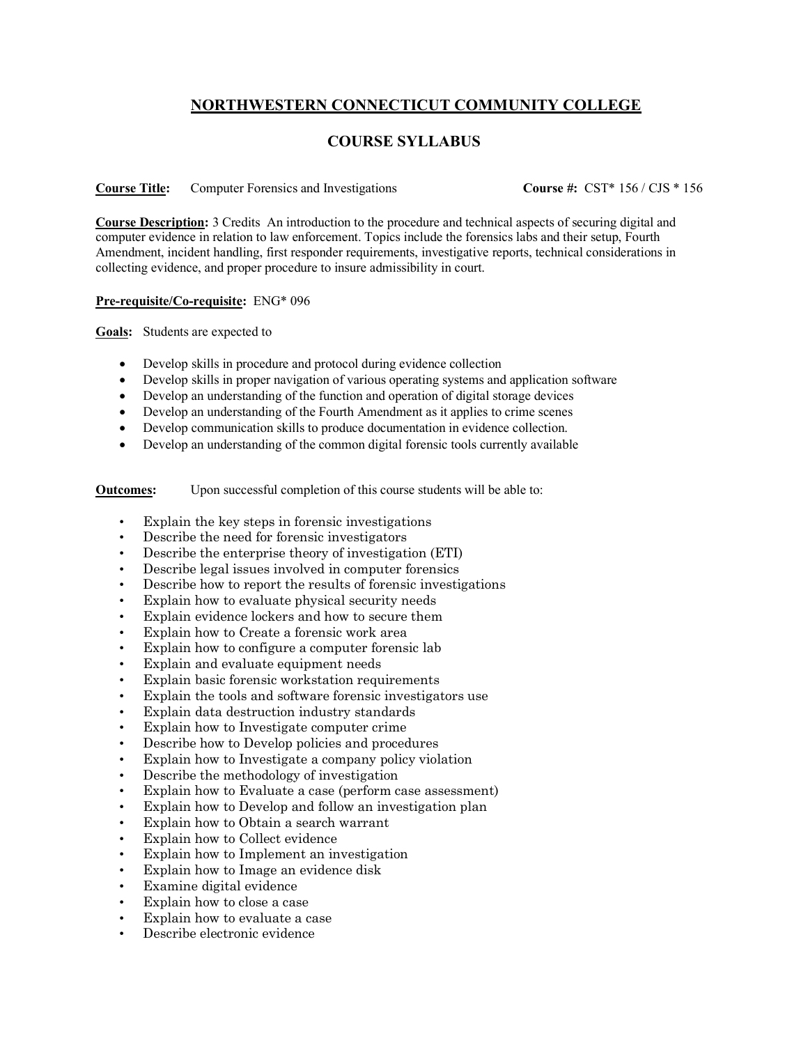# NORTHWESTERN CONNECTICUT COMMUNITY COLLEGE

## COURSE SYLLABUS

**Course Title:** Computer Forensics and Investigations **Course #:** CST* 156 / CJS * 156

**Course Description:** 3 Credits An introduction to the procedure and technical aspects of securing digital and computer evidence in relation to law enforcement. Topics include the forensics labs and their setup, Fourth Amendment, incident handling, first responder requirements, investigative reports, technical considerations in collecting evidence, and proper procedure to insure admissibility in court.

**Pre-requisite/Co-requisite:** ENG* 096

**Goals:** Students are expected to

- Develop skills in procedure and protocol during evidence collection
- Develop skills in proper navigation of various operating systems and application software
- Develop an understanding of the function and operation of digital storage devices
- Develop an understanding of the Fourth Amendment as it applies to crime scenes
- Develop communication skills to produce documentation in evidence collection.
- Develop an understanding of the common digital forensic tools currently available

**Outcomes:** Upon successful completion of this course students will be able to:

- Explain the key steps in forensic investigations
- Describe the need for forensic investigators
- Describe the enterprise theory of investigation (ETI)
- Describe legal issues involved in computer forensics
- Describe how to report the results of forensic investigations
- Explain how to evaluate physical security needs
- Explain evidence lockers and how to secure them
- Explain how to Create a forensic work area
- Explain how to configure a computer forensic lab
- Explain and evaluate equipment needs
- Explain basic forensic workstation requirements
- Explain the tools and software forensic investigators use
- Explain data destruction industry standards
- Explain how to Investigate computer crime
- Describe how to Develop policies and procedures
- Explain how to Investigate a company policy violation
- Describe the methodology of investigation
- Explain how to Evaluate a case (perform case assessment)
- Explain how to Develop and follow an investigation plan
- Explain how to Obtain a search warrant
- Explain how to Collect evidence
- Explain how to Implement an investigation
- Explain how to Image an evidence disk
- Examine digital evidence
- Explain how to close a case
- Explain how to evaluate a case
- Describe electronic evidence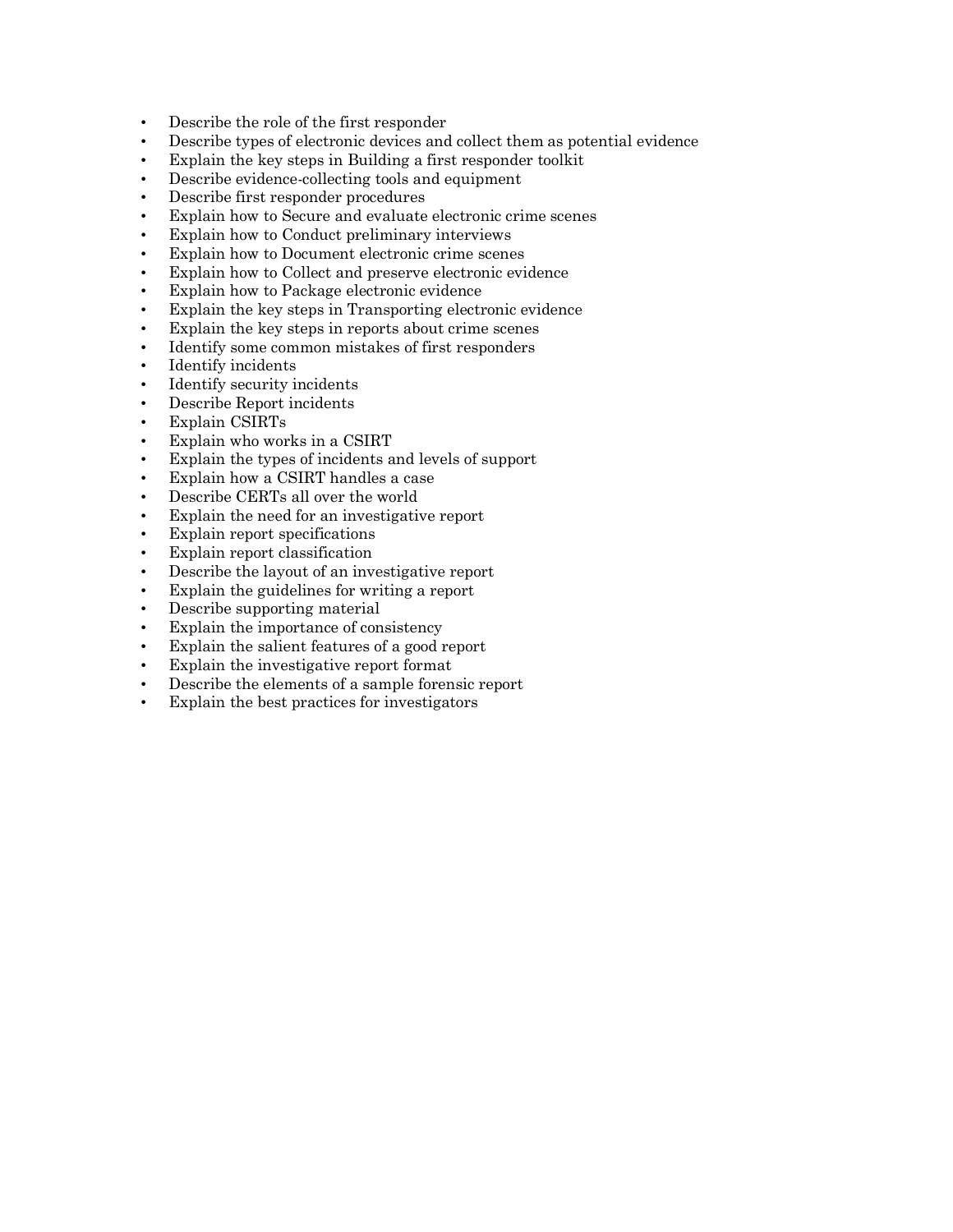- Describe the role of the first responder
- Describe types of electronic devices and collect them as potential evidence
- Explain the key steps in Building a first responder toolkit
- Describe evidence-collecting tools and equipment
- Describe first responder procedures
- Explain how to Secure and evaluate electronic crime scenes
- Explain how to Conduct preliminary interviews
- Explain how to Document electronic crime scenes
- Explain how to Collect and preserve electronic evidence
- Explain how to Package electronic evidence
- Explain the key steps in Transporting electronic evidence
- Explain the key steps in reports about crime scenes
- Identify some common mistakes of first responders
- Identify incidents
- Identify security incidents
- Describe Report incidents
- Explain CSIRTs
- Explain who works in a CSIRT
- Explain the types of incidents and levels of support
- Explain how a CSIRT handles a case
- Describe CERTs all over the world
- Explain the need for an investigative report
- Explain report specifications
- Explain report classification
- Describe the layout of an investigative report
- Explain the guidelines for writing a report
- Describe supporting material
- Explain the importance of consistency
- Explain the salient features of a good report
- Explain the investigative report format
- Describe the elements of a sample forensic report
- Explain the best practices for investigators